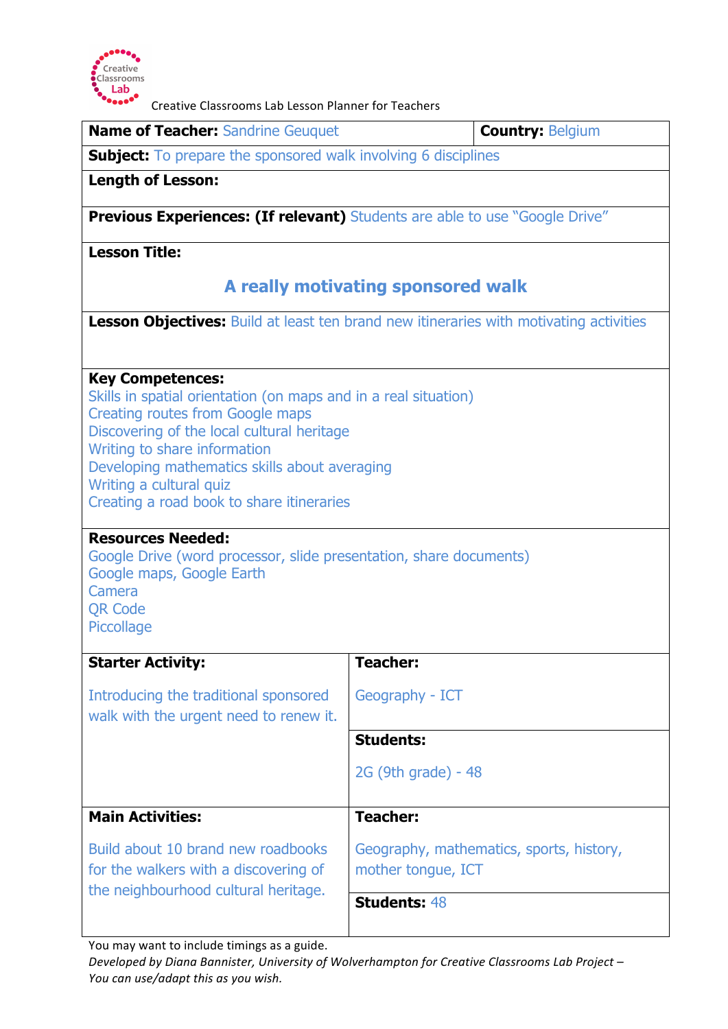Creative Classrooms Lab Lesson Planner for Teachers

| **Name of Teacher:** Sandrine Geuquet | **Country:** Belgium |
|---|---|
| **Subject:** To prepare the sponsored walk involving 6 disciplines | |
| **Length of Lesson:** | |
| **Previous Experiences: (If relevant)** Students are able to use "Google Drive" | |
| **Lesson Title:** <br><br> **A really motivating sponsored walk** | |
| **Lesson Objectives:** Build at least ten brand new itineraries with motivating activities | |
| **Key Competences:**<br>Skills in spatial orientation (on maps and in a real situation)<br>Creating routes from Google maps<br>Discovering of the local cultural heritage<br>Writing to share information<br>Developing mathematics skills about averaging<br>Writing a cultural quiz<br>Creating a road book to share itineraries | |
| **Resources Needed:**<br>Google Drive (word processor, slide presentation, share documents)<br>Google maps, Google Earth<br>Camera<br>QR Code<br>Piccollage | |
| **Starter Activity:**<br><br>Introducing the traditional sponsored walk with the urgent need to renew it. | **Teacher:**<br><br>Geography - ICT<br><br>**Students:**<br><br>2G (9th grade) - 48 |
| **Main Activities:**<br><br>Build about 10 brand new roadbooks for the walkers with a discovering of the neighbourhood cultural heritage. | **Teacher:**<br><br>Geography, mathematics, sports, history, mother tongue, ICT<br><br>**Students:** 48 |

You may want to include timings as a guide.

*Developed by Diana Bannister, University of Wolverhampton for Creative Classrooms Lab Project – You can use/adapt this as you wish.*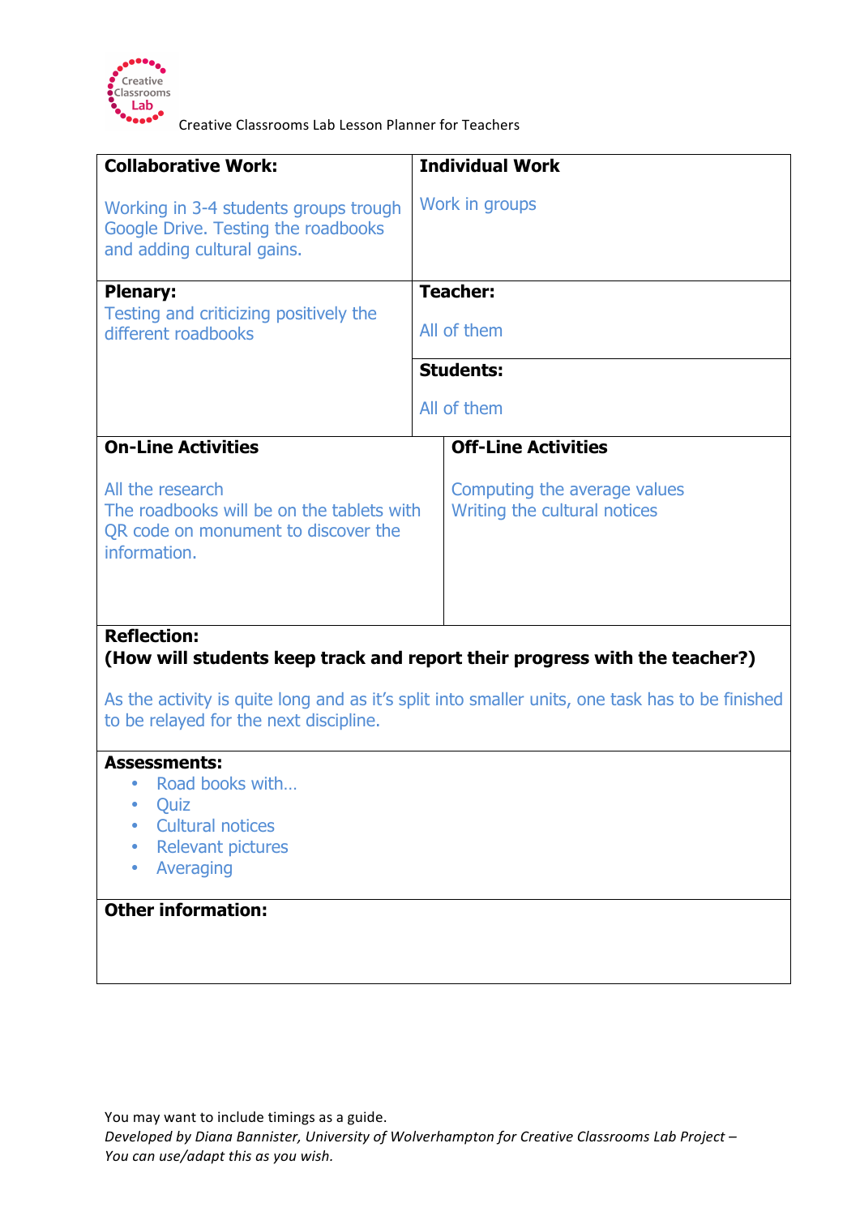Creative Classrooms Lab Lesson Planner for Teachers

| | |
|---|---|
| **Collaborative Work:**<br><br>Working in 3-4 students groups trough Google Drive. Testing the roadbooks and adding cultural gains. | **Individual Work**<br><br>Work in groups |
| **Plenary:**<br>Testing and criticizing positively the different roadbooks | **Teacher:**<br><br>All of them<br><br>**Students:**<br><br>All of them |
| **On-Line Activities**<br><br>All the research<br>The roadbooks will be on the tablets with QR code on monument to discover the information. | **Off-Line Activities**<br><br>Computing the average values<br>Writing the cultural notices |

**Reflection:**
**(How will students keep track and report their progress with the teacher?)**

As the activity is quite long and as it's split into smaller units, one task has to be finished to be relayed for the next discipline.

**Assessments:**

- Road books with…
- Quiz
- Cultural notices
- Relevant pictures
- Averaging

**Other information:**

You may want to include timings as a guide.

*Developed by Diana Bannister, University of Wolverhampton for Creative Classrooms Lab Project – You can use/adapt this as you wish.*